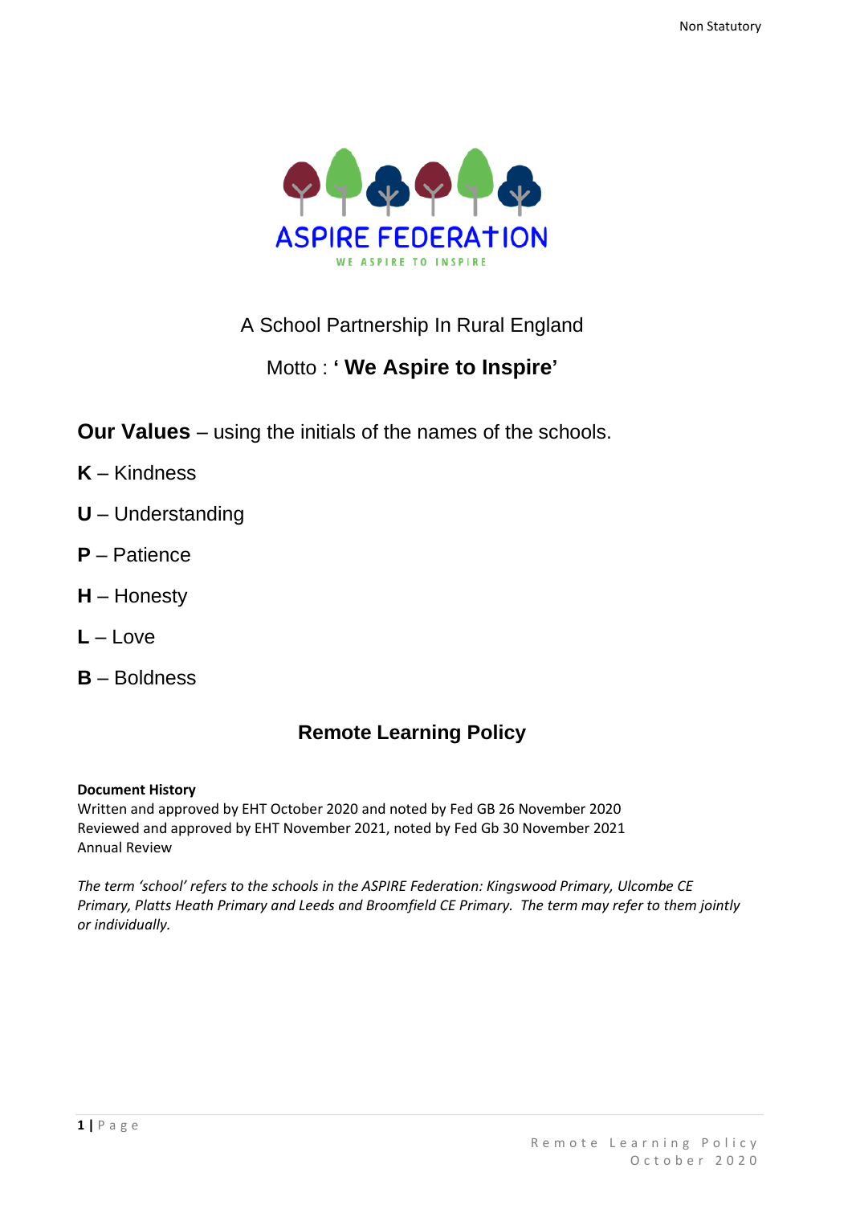Non Statutory

ASPIRE FEDERATION

WE ASPIRE TO INSPIRE

A School Partnership In Rural England

Motto : **' We Aspire to Inspire'**

**Our Values** – using the initials of the names of the schools.

**K** – Kindness

**U** – Understanding

**P** – Patience

**H** – Honesty

**L** – Love

**B** – Boldness

# Remote Learning Policy

**Document History**
Written and approved by EHT October 2020 and noted by Fed GB 26 November 2020
Reviewed and approved by EHT November 2021, noted by Fed Gb 30 November 2021
Annual Review

*The term 'school' refers to the schools in the ASPIRE Federation: Kingswood Primary, Ulcombe CE Primary, Platts Heath Primary and Leeds and Broomfield CE Primary. The term may refer to them jointly or individually.*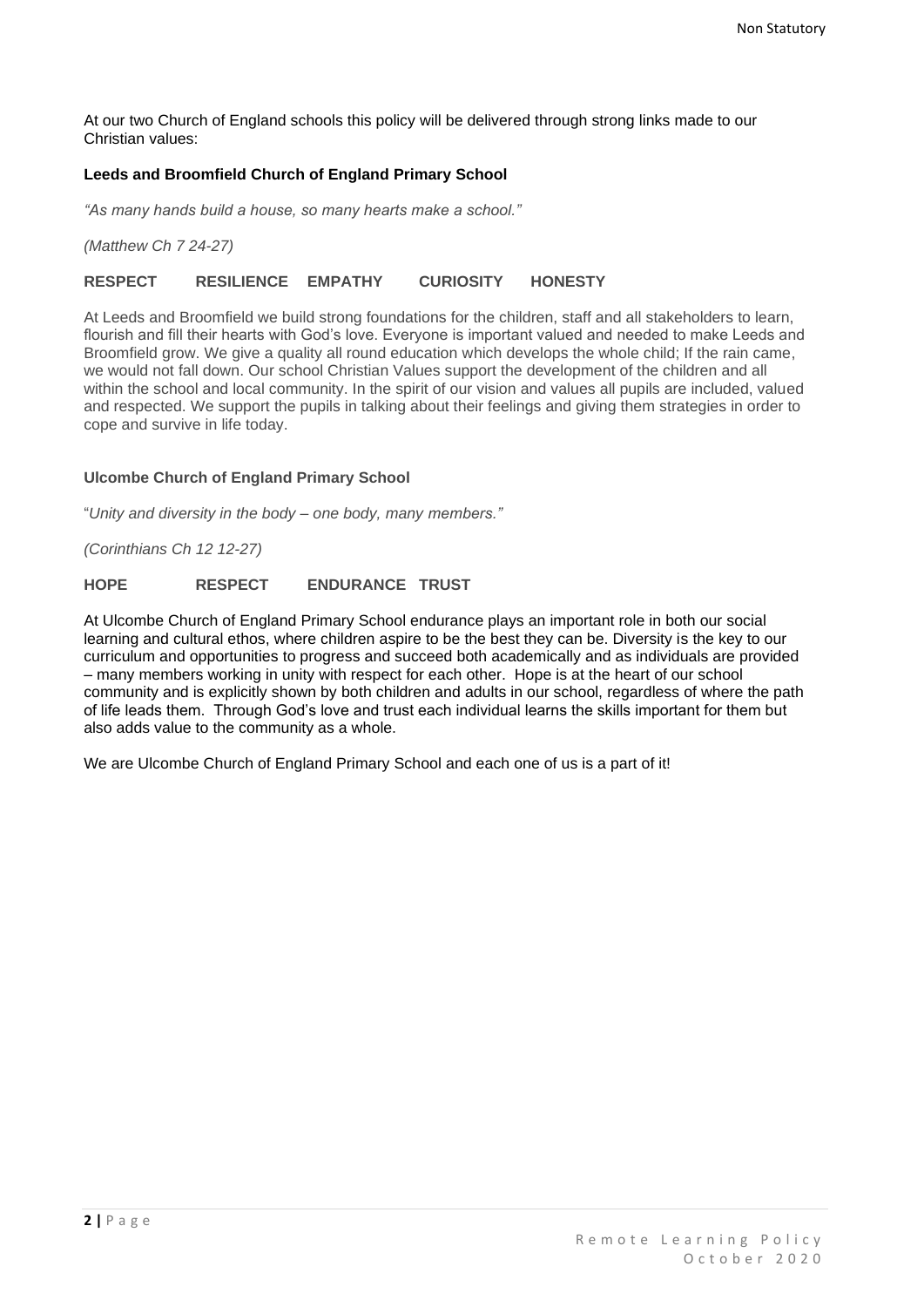At our two Church of England schools this policy will be delivered through strong links made to our Christian values:

### Leeds and Broomfield Church of England Primary School

*"As many hands build a house, so many hearts make a school."*

*(Matthew Ch 7 24-27)*

**RESPECT RESILIENCE EMPATHY CURIOSITY HONESTY**

At Leeds and Broomfield we build strong foundations for the children, staff and all stakeholders to learn, flourish and fill their hearts with God's love. Everyone is important valued and needed to make Leeds and Broomfield grow. We give a quality all round education which develops the whole child; If the rain came, we would not fall down. Our school Christian Values support the development of the children and all within the school and local community. In the spirit of our vision and values all pupils are included, valued and respected. We support the pupils in talking about their feelings and giving them strategies in order to cope and survive in life today.

### Ulcombe Church of England Primary School

"*Unity and diversity in the body – one body, many members."*

*(Corinthians Ch 12 12-27)*

**HOPE RESPECT ENDURANCE TRUST**

At Ulcombe Church of England Primary School endurance plays an important role in both our social learning and cultural ethos, where children aspire to be the best they can be. Diversity is the key to our curriculum and opportunities to progress and succeed both academically and as individuals are provided – many members working in unity with respect for each other. Hope is at the heart of our school community and is explicitly shown by both children and adults in our school, regardless of where the path of life leads them. Through God's love and trust each individual learns the skills important for them but also adds value to the community as a whole.

We are Ulcombe Church of England Primary School and each one of us is a part of it!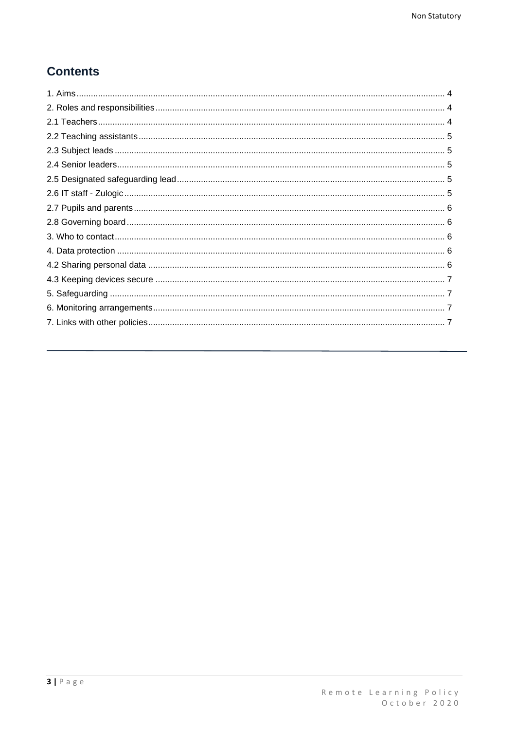## Contents

1. Aims ........................................................................................................................................ 4
2. Roles and responsibilities ....................................................................................................... 4
2.1 Teachers ............................................................................................................................... 4
2.2 Teaching assistants .............................................................................................................. 5
2.3 Subject leads ........................................................................................................................ 5
2.4 Senior leaders ....................................................................................................................... 5
2.5 Designated safeguarding lead .............................................................................................. 5
2.6 IT staff - Zulogic .................................................................................................................... 5
2.7 Pupils and parents ................................................................................................................ 6
2.8 Governing board ................................................................................................................... 6
3. Who to contact ........................................................................................................................ 6
4. Data protection ....................................................................................................................... 6
4.2 Sharing personal data .......................................................................................................... 6
4.3 Keeping devices secure ....................................................................................................... 7
5. Safeguarding .......................................................................................................................... 7
6. Monitoring arrangements ........................................................................................................ 7
7. Links with other policies .......................................................................................................... 7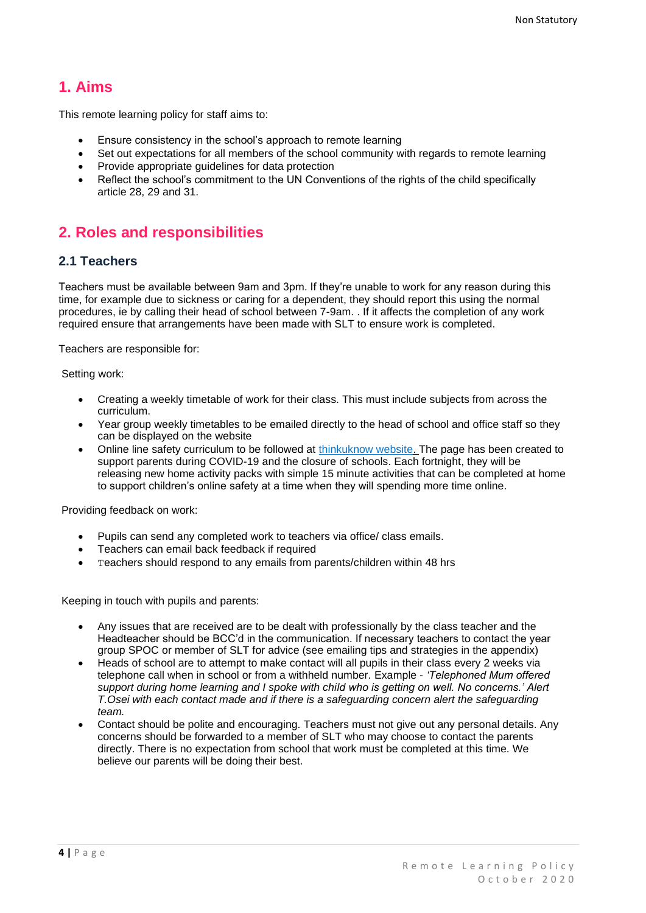## 1. Aims

This remote learning policy for staff aims to:

- Ensure consistency in the school's approach to remote learning
- Set out expectations for all members of the school community with regards to remote learning
- Provide appropriate guidelines for data protection
- Reflect the school's commitment to the UN Conventions of the rights of the child specifically article 28, 29 and 31.

## 2. Roles and responsibilities

### 2.1 Teachers

Teachers must be available between 9am and 3pm. If they're unable to work for any reason during this time, for example due to sickness or caring for a dependent, they should report this using the normal procedures, ie by calling their head of school between 7-9am. . If it affects the completion of any work required ensure that arrangements have been made with SLT to ensure work is completed.

Teachers are responsible for:

Setting work:

- Creating a weekly timetable of work for their class. This must include subjects from across the curriculum.
- Year group weekly timetables to be emailed directly to the head of school and office staff so they can be displayed on the website
- Online line safety curriculum to be followed at thinkuknow website. The page has been created to support parents during COVID-19 and the closure of schools. Each fortnight, they will be releasing new home activity packs with simple 15 minute activities that can be completed at home to support children's online safety at a time when they will spending more time online.

Providing feedback on work:

- Pupils can send any completed work to teachers via office/ class emails.
- Teachers can email back feedback if required
- Teachers should respond to any emails from parents/children within 48 hrs

Keeping in touch with pupils and parents:

- Any issues that are received are to be dealt with professionally by the class teacher and the Headteacher should be BCC'd in the communication. If necessary teachers to contact the year group SPOC or member of SLT for advice (see emailing tips and strategies in the appendix)
- Heads of school are to attempt to make contact will all pupils in their class every 2 weeks via telephone call when in school or from a withheld number. Example - *'Telephoned Mum offered support during home learning and I spoke with child who is getting on well. No concerns.' Alert T.Osei with each contact made and if there is a safeguarding concern alert the safeguarding team.*
- Contact should be polite and encouraging. Teachers must not give out any personal details. Any concerns should be forwarded to a member of SLT who may choose to contact the parents directly. There is no expectation from school that work must be completed at this time. We believe our parents will be doing their best.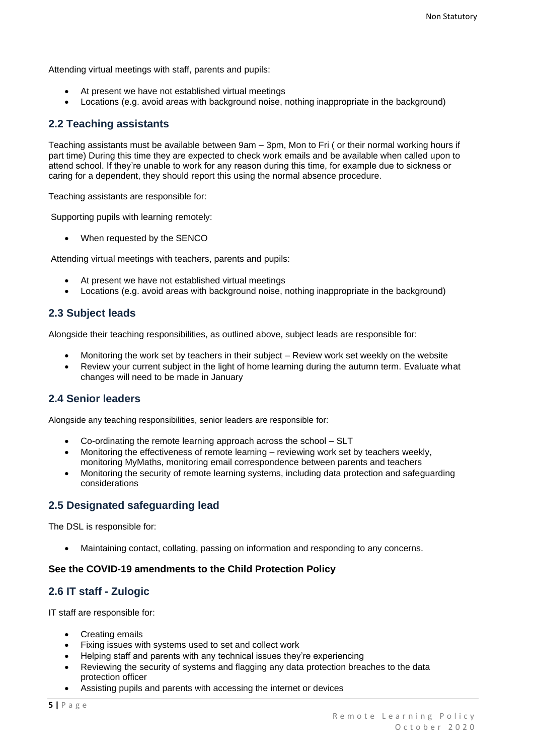Attending virtual meetings with staff, parents and pupils:

- At present we have not established virtual meetings
- Locations (e.g. avoid areas with background noise, nothing inappropriate in the background)

## 2.2 Teaching assistants

Teaching assistants must be available between 9am – 3pm, Mon to Fri ( or their normal working hours if part time) During this time they are expected to check work emails and be available when called upon to attend school. If they're unable to work for any reason during this time, for example due to sickness or caring for a dependent, they should report this using the normal absence procedure.

Teaching assistants are responsible for:

Supporting pupils with learning remotely:

- When requested by the SENCO

Attending virtual meetings with teachers, parents and pupils:

- At present we have not established virtual meetings
- Locations (e.g. avoid areas with background noise, nothing inappropriate in the background)

## 2.3 Subject leads

Alongside their teaching responsibilities, as outlined above, subject leads are responsible for:

- Monitoring the work set by teachers in their subject – Review work set weekly on the website
- Review your current subject in the light of home learning during the autumn term. Evaluate what changes will need to be made in January

## 2.4 Senior leaders

Alongside any teaching responsibilities, senior leaders are responsible for:

- Co-ordinating the remote learning approach across the school – SLT
- Monitoring the effectiveness of remote learning – reviewing work set by teachers weekly, monitoring MyMaths, monitoring email correspondence between parents and teachers
- Monitoring the security of remote learning systems, including data protection and safeguarding considerations

## 2.5 Designated safeguarding lead

The DSL is responsible for:

- Maintaining contact, collating, passing on information and responding to any concerns.

**See the COVID-19 amendments to the Child Protection Policy**

## 2.6 IT staff - Zulogic

IT staff are responsible for:

- Creating emails
- Fixing issues with systems used to set and collect work
- Helping staff and parents with any technical issues they're experiencing
- Reviewing the security of systems and flagging any data protection breaches to the data protection officer
- Assisting pupils and parents with accessing the internet or devices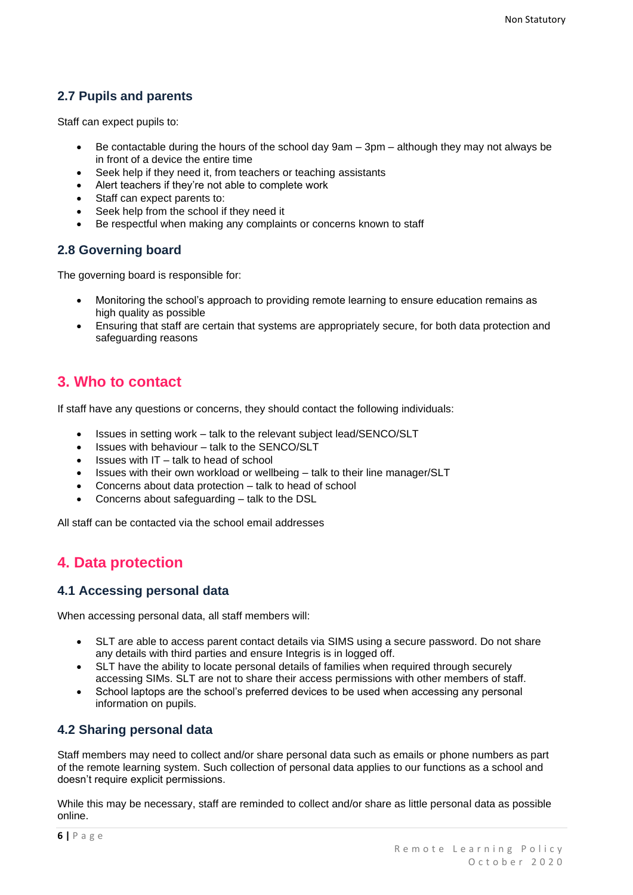### 2.7 Pupils and parents

Staff can expect pupils to:

- Be contactable during the hours of the school day 9am – 3pm – although they may not always be in front of a device the entire time
- Seek help if they need it, from teachers or teaching assistants
- Alert teachers if they're not able to complete work
- Staff can expect parents to:
- Seek help from the school if they need it
- Be respectful when making any complaints or concerns known to staff

### 2.8 Governing board

The governing board is responsible for:

- Monitoring the school's approach to providing remote learning to ensure education remains as high quality as possible
- Ensuring that staff are certain that systems are appropriately secure, for both data protection and safeguarding reasons

## 3. Who to contact

If staff have any questions or concerns, they should contact the following individuals:

- Issues in setting work – talk to the relevant subject lead/SENCO/SLT
- Issues with behaviour – talk to the SENCO/SLT
- Issues with IT – talk to head of school
- Issues with their own workload or wellbeing – talk to their line manager/SLT
- Concerns about data protection – talk to head of school
- Concerns about safeguarding – talk to the DSL

All staff can be contacted via the school email addresses

## 4. Data protection

### 4.1 Accessing personal data

When accessing personal data, all staff members will:

- SLT are able to access parent contact details via SIMS using a secure password. Do not share any details with third parties and ensure Integris is in logged off.
- SLT have the ability to locate personal details of families when required through securely accessing SIMs. SLT are not to share their access permissions with other members of staff.
- School laptops are the school's preferred devices to be used when accessing any personal information on pupils.

### 4.2 Sharing personal data

Staff members may need to collect and/or share personal data such as emails or phone numbers as part of the remote learning system. Such collection of personal data applies to our functions as a school and doesn't require explicit permissions.

While this may be necessary, staff are reminded to collect and/or share as little personal data as possible online.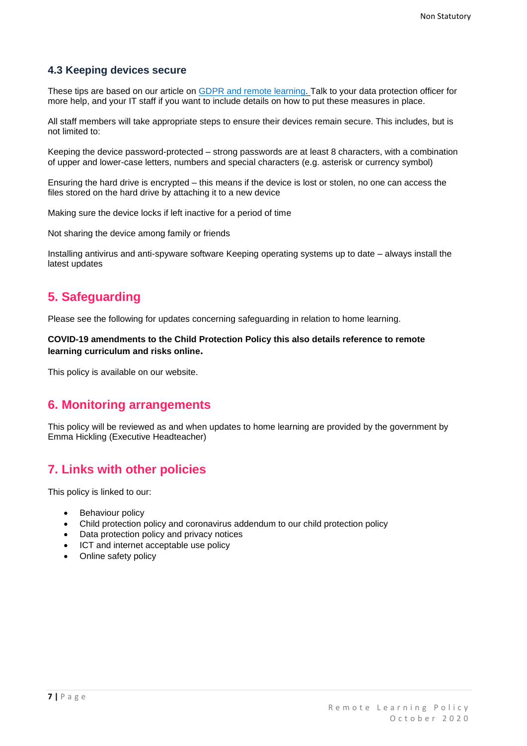### 4.3 Keeping devices secure

These tips are based on our article on [GDPR and remote learning.](#) Talk to your data protection officer for more help, and your IT staff if you want to include details on how to put these measures in place.

All staff members will take appropriate steps to ensure their devices remain secure. This includes, but is not limited to:

Keeping the device password-protected – strong passwords are at least 8 characters, with a combination of upper and lower-case letters, numbers and special characters (e.g. asterisk or currency symbol)

Ensuring the hard drive is encrypted – this means if the device is lost or stolen, no one can access the files stored on the hard drive by attaching it to a new device

Making sure the device locks if left inactive for a period of time

Not sharing the device among family or friends

Installing antivirus and anti-spyware software Keeping operating systems up to date – always install the latest updates

## 5. Safeguarding

Please see the following for updates concerning safeguarding in relation to home learning.

**COVID-19 amendments to the Child Protection Policy this also details reference to remote learning curriculum and risks online.**

This policy is available on our website.

## 6. Monitoring arrangements

This policy will be reviewed as and when updates to home learning are provided by the government by Emma Hickling (Executive Headteacher)

## 7. Links with other policies

This policy is linked to our:

- Behaviour policy
- Child protection policy and coronavirus addendum to our child protection policy
- Data protection policy and privacy notices
- ICT and internet acceptable use policy
- Online safety policy